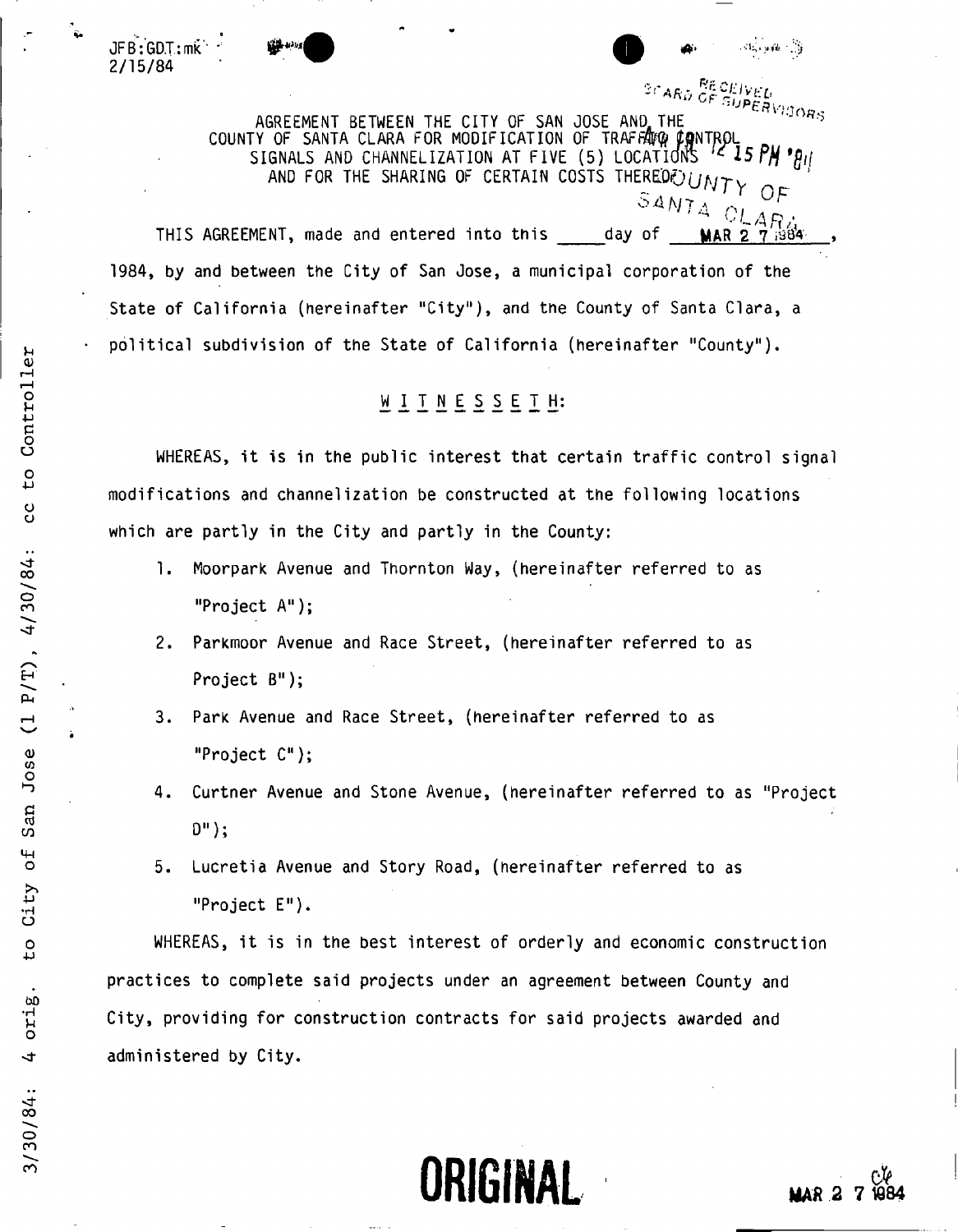JFB:GDT:mk
2/15/84

AGREEMENT BETWEEN THE CITY OF SAN JOSE AND THE COUNTY OF SANTA CLARA FOR MODIFICATION OF TRAFFIC CONTROL SIGNALS AND CHANNELIZATION AT FIVE (5) LOCATIONS AND FOR THE SHARING OF CERTAIN COSTS THEREOF

THIS AGREEMENT, made and entered into this ____ day of MAR 2 7 1984, 1984, by and between the City of San Jose, a municipal corporation of the State of California (hereinafter "City"), and the County of Santa Clara, a political subdivision of the State of California (hereinafter "County").

W I T N E S S E T H:

WHEREAS, it is in the public interest that certain traffic control signal modifications and channelization be constructed at the following locations which are partly in the City and partly in the County:

1. Moorpark Avenue and Thornton Way, (hereinafter referred to as "Project A");
2. Parkmoor Avenue and Race Street, (hereinafter referred to as Project B");
3. Park Avenue and Race Street, (hereinafter referred to as "Project C");
4. Curtner Avenue and Stone Avenue, (hereinafter referred to as "Project D");
5. Lucretia Avenue and Story Road, (hereinafter referred to as "Project E").

WHEREAS, it is in the best interest of orderly and economic construction practices to complete said projects under an agreement between County and City, providing for construction contracts for said projects awarded and administered by City.

ORIGINAL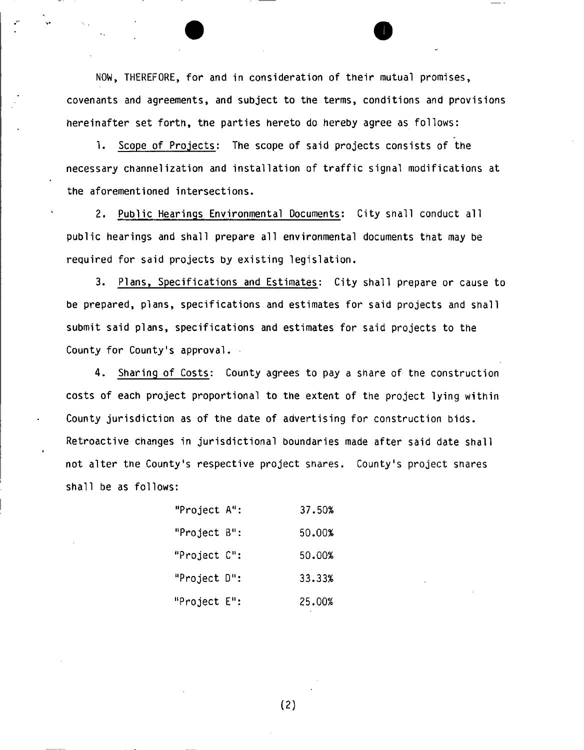NOW, THEREFORE, for and in consideration of their mutual promises, covenants and agreements, and subject to the terms, conditions and provisions hereinafter set forth, the parties hereto do hereby agree as follows:

1. Scope of Projects: The scope of said projects consists of the necessary channelization and installation of traffic signal modifications at the aforementioned intersections.

2. Public Hearings Environmental Documents: City shall conduct all public hearings and shall prepare all environmental documents that may be required for said projects by existing legislation.

3. Plans, Specifications and Estimates: City shall prepare or cause to be prepared, plans, specifications and estimates for said projects and shall submit said plans, specifications and estimates for said projects to the County for County's approval.

4. Sharing of Costs: County agrees to pay a share of the construction costs of each project proportional to the extent of the project lying within County jurisdiction as of the date of advertising for construction bids. Retroactive changes in jurisdictional boundaries made after said date shall not alter the County's respective project shares. County's project shares shall be as follows:

| | |
|---|---|
| "Project A": | 37.50% |
| "Project B": | 50.00% |
| "Project C": | 50.00% |
| "Project D": | 33.33% |
| "Project E": | 25.00% |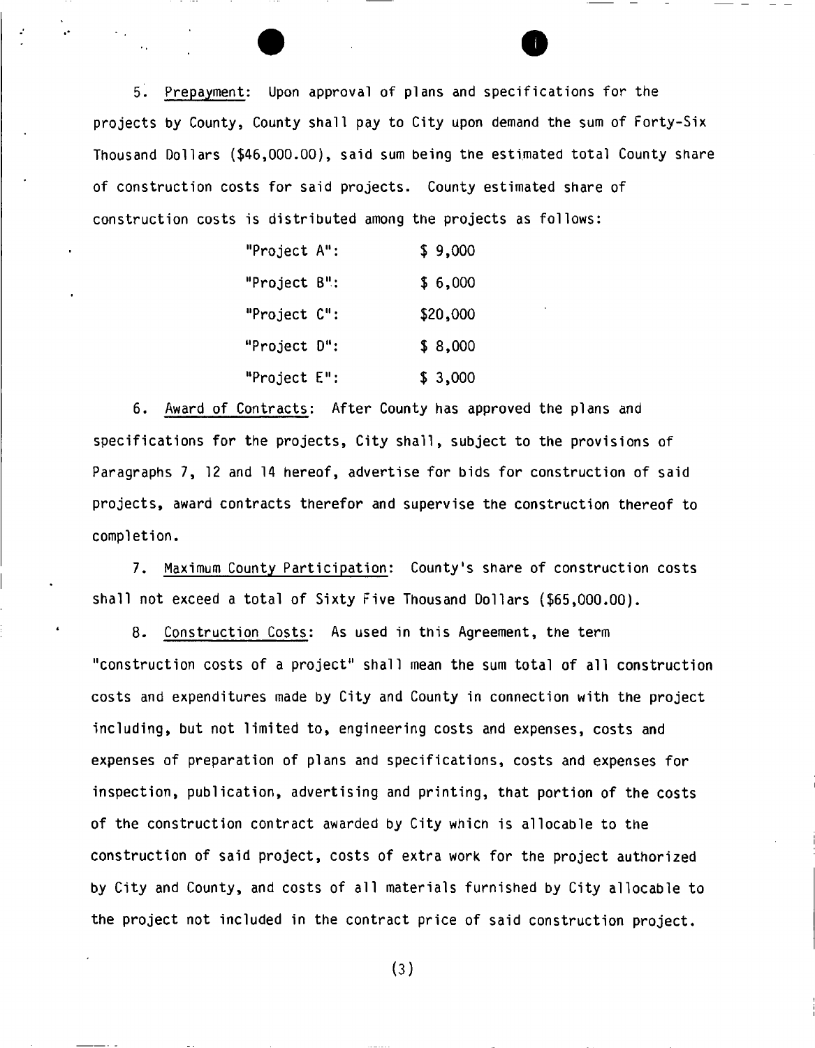5. <u>Prepayment</u>: Upon approval of plans and specifications for the projects by County, County shall pay to City upon demand the sum of Forty-Six Thousand Dollars ($46,000.00), said sum being the estimated total County share of construction costs for said projects. County estimated share of construction costs is distributed among the projects as follows:

| | |
|---|---|
| "Project A": | $ 9,000 |
| "Project B": | $ 6,000 |
| "Project C": | $20,000 |
| "Project D": | $ 8,000 |
| "Project E": | $ 3,000 |

6. <u>Award of Contracts</u>: After County has approved the plans and specifications for the projects, City shall, subject to the provisions of Paragraphs 7, 12 and 14 hereof, advertise for bids for construction of said projects, award contracts therefor and supervise the construction thereof to completion.

7. <u>Maximum County Participation</u>: County's share of construction costs shall not exceed a total of Sixty Five Thousand Dollars ($65,000.00).

8. <u>Construction Costs</u>: As used in this Agreement, the term "construction costs of a project" shall mean the sum total of all construction costs and expenditures made by City and County in connection with the project including, but not limited to, engineering costs and expenses, costs and expenses of preparation of plans and specifications, costs and expenses for inspection, publication, advertising and printing, that portion of the costs of the construction contract awarded by City which is allocable to the construction of said project, costs of extra work for the project authorized by City and County, and costs of all materials furnished by City allocable to the project not included in the contract price of said construction project.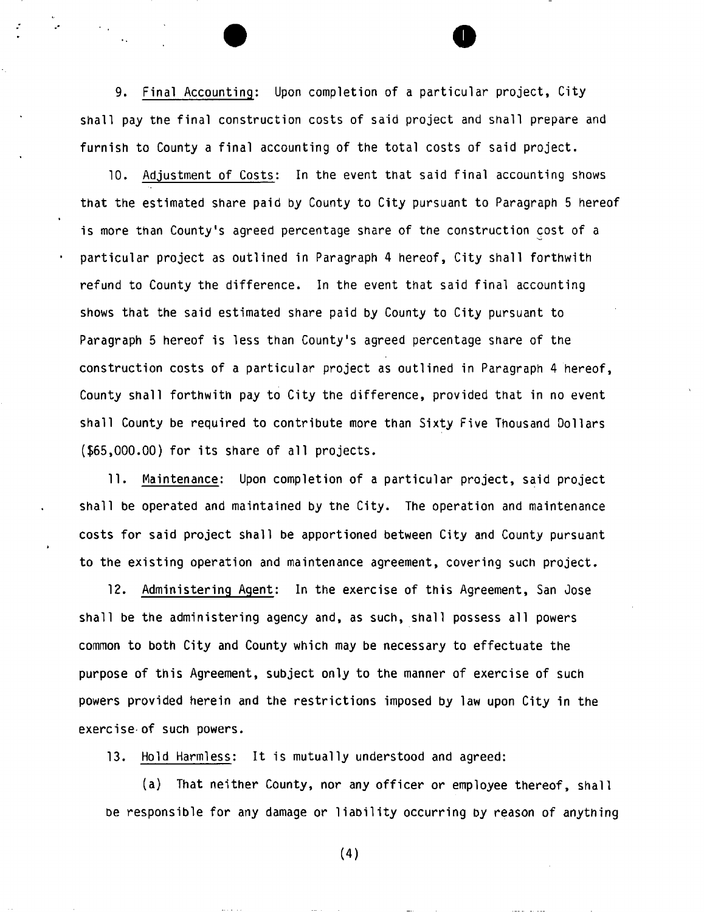9. Final Accounting: Upon completion of a particular project, City shall pay the final construction costs of said project and shall prepare and furnish to County a final accounting of the total costs of said project.

10. Adjustment of Costs: In the event that said final accounting shows that the estimated share paid by County to City pursuant to Paragraph 5 hereof is more than County's agreed percentage share of the construction cost of a particular project as outlined in Paragraph 4 hereof, City shall forthwith refund to County the difference. In the event that said final accounting shows that the said estimated share paid by County to City pursuant to Paragraph 5 hereof is less than County's agreed percentage share of the construction costs of a particular project as outlined in Paragraph 4 hereof, County shall forthwith pay to City the difference, provided that in no event shall County be required to contribute more than Sixty Five Thousand Dollars ($65,000.00) for its share of all projects.

11. Maintenance: Upon completion of a particular project, said project shall be operated and maintained by the City. The operation and maintenance costs for said project shall be apportioned between City and County pursuant to the existing operation and maintenance agreement, covering such project.

12. Administering Agent: In the exercise of this Agreement, San Jose shall be the administering agency and, as such, shall possess all powers common to both City and County which may be necessary to effectuate the purpose of this Agreement, subject only to the manner of exercise of such powers provided herein and the restrictions imposed by law upon City in the exercise of such powers.

13. Hold Harmless: It is mutually understood and agreed:

(a) That neither County, nor any officer or employee thereof, shall be responsible for any damage or liability occurring by reason of anything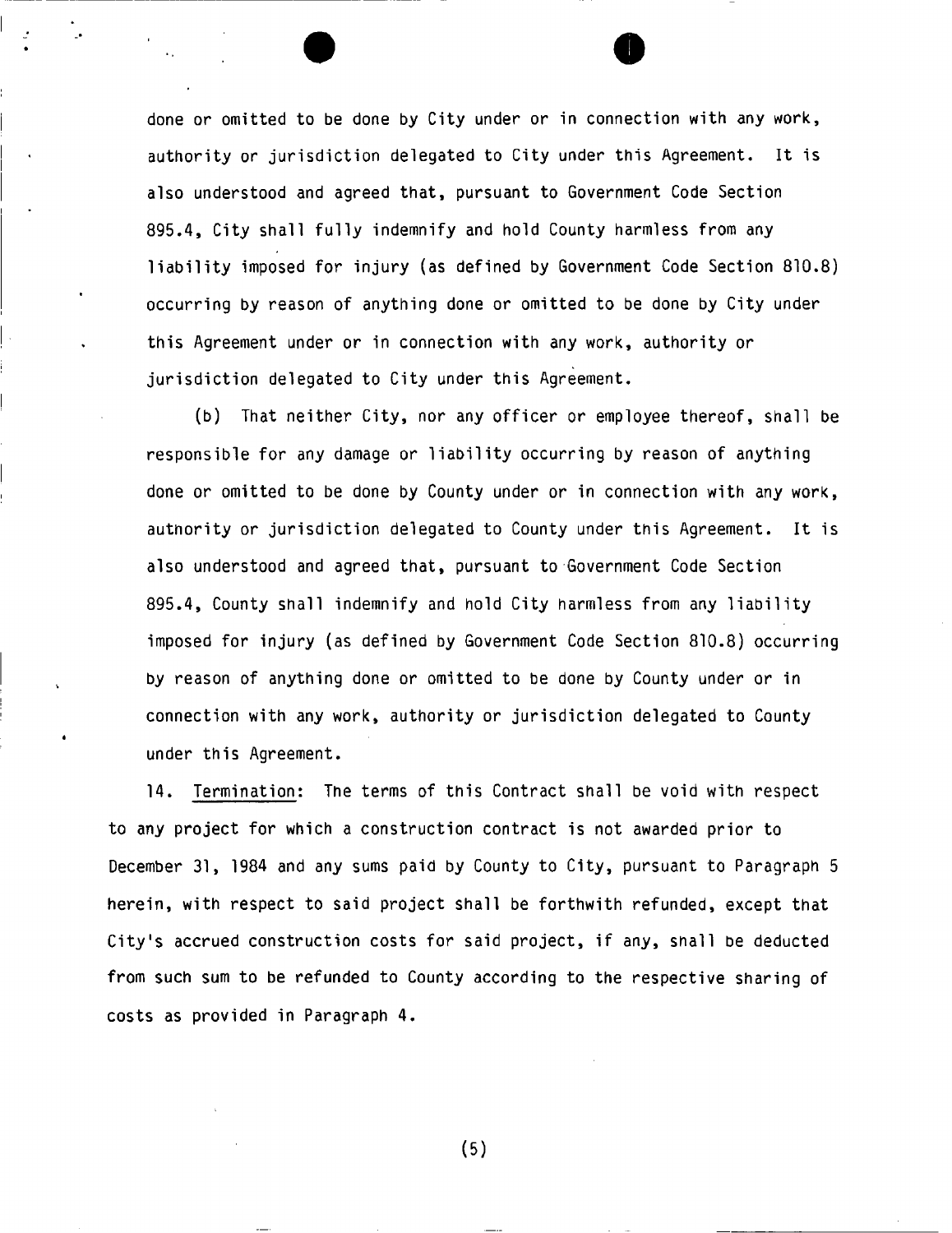done or omitted to be done by City under or in connection with any work, authority or jurisdiction delegated to City under this Agreement. It is also understood and agreed that, pursuant to Government Code Section 895.4, City shall fully indemnify and hold County harmless from any liability imposed for injury (as defined by Government Code Section 810.8) occurring by reason of anything done or omitted to be done by City under this Agreement under or in connection with any work, authority or jurisdiction delegated to City under this Agreement.

(b) That neither City, nor any officer or employee thereof, shall be responsible for any damage or liability occurring by reason of anything done or omitted to be done by County under or in connection with any work, authority or jurisdiction delegated to County under this Agreement. It is also understood and agreed that, pursuant to Government Code Section 895.4, County shall indemnify and hold City harmless from any liability imposed for injury (as defined by Government Code Section 810.8) occurring by reason of anything done or omitted to be done by County under or in connection with any work, authority or jurisdiction delegated to County under this Agreement.

14. Termination: The terms of this Contract shall be void with respect to any project for which a construction contract is not awarded prior to December 31, 1984 and any sums paid by County to City, pursuant to Paragraph 5 herein, with respect to said project shall be forthwith refunded, except that City's accrued construction costs for said project, if any, shall be deducted from such sum to be refunded to County according to the respective sharing of costs as provided in Paragraph 4.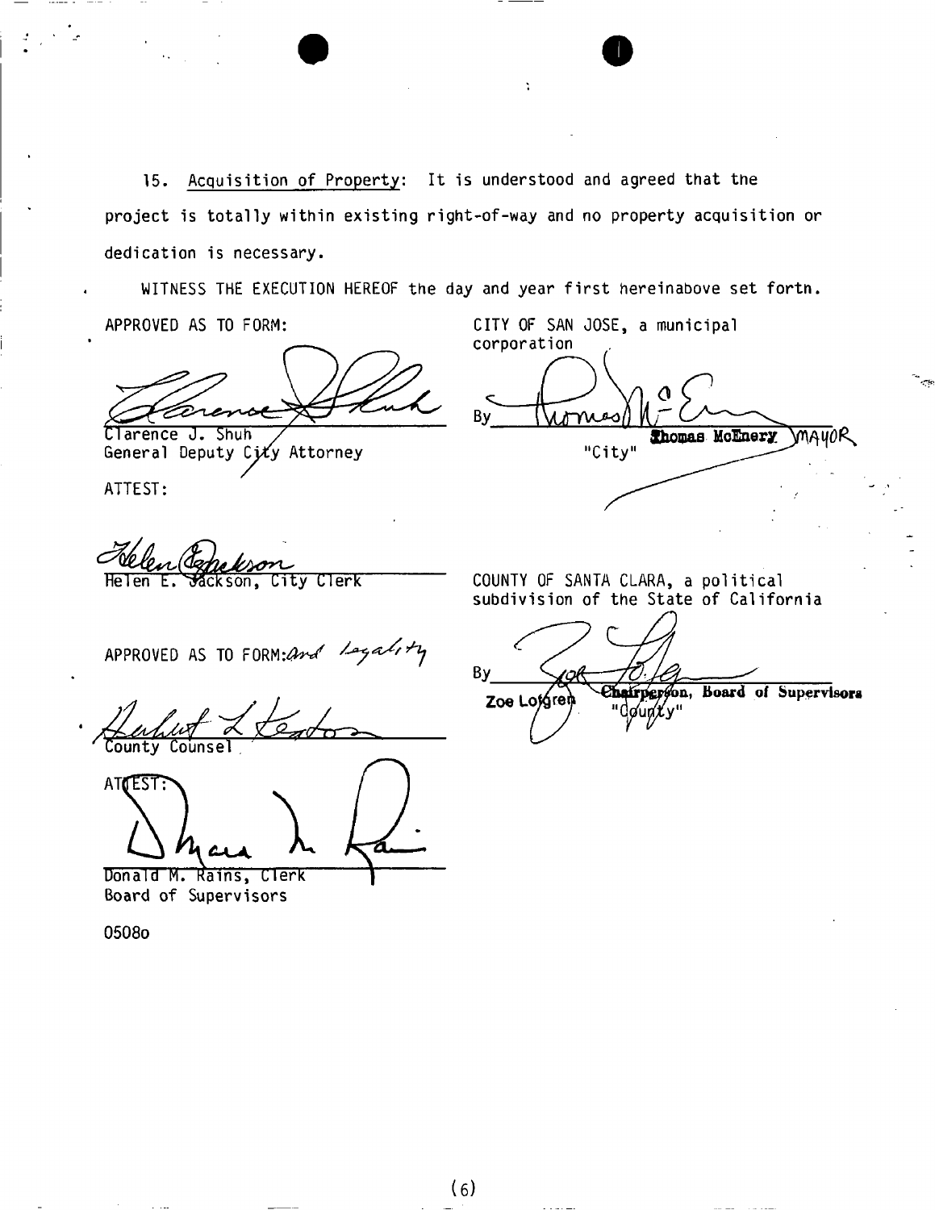15. Acquisition of Property: It is understood and agreed that the project is totally within existing right-of-way and no property acquisition or dedication is necessary.

WITNESS THE EXECUTION HEREOF the day and year first hereinabove set forth.

APPROVED AS TO FORM:

Clarence J. Shuh
General Deputy City Attorney

ATTEST:

Helen E. Jackson, City Clerk

CITY OF SAN JOSE, a municipal corporation

By
Thomas McEnery MAYOR
"City"

APPROVED AS TO FORM: and Legality

County Counsel

ATTEST:

Donald M. Rains, Clerk
Board of Supervisors

COUNTY OF SANTA CLARA, a political subdivision of the State of California

By
Zoe Lofgren Chairperson, Board of Supervisors
"County"

0508o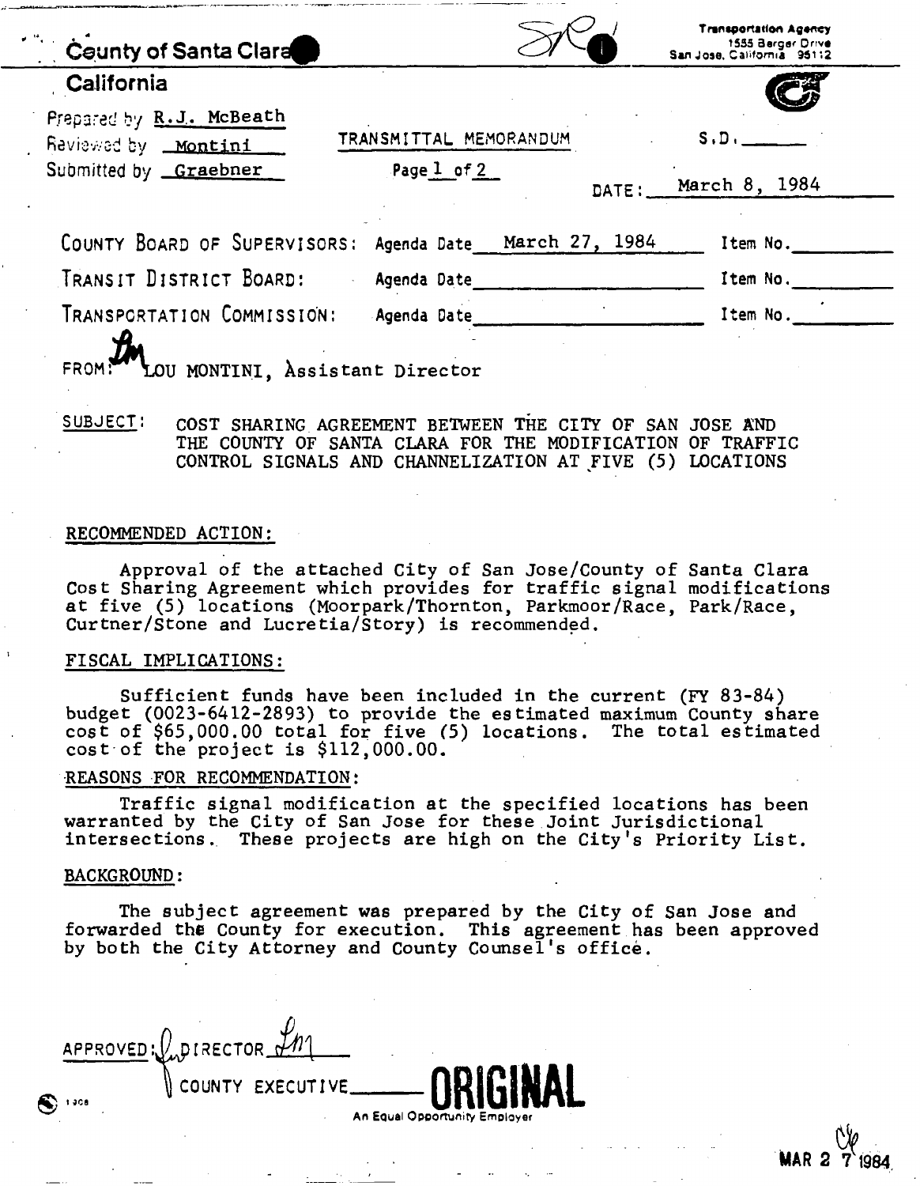County of Santa Clara

California

Transportation Agency
1555 Berger Drive
San Jose, California 95112

Prepared by R.J. McBeath
Reviewed by Montini
Submitted by Graebner

TRANSMITTAL MEMORANDUM

Page 1 of 2

S.D. ______

DATE: March 8, 1984

COUNTY BOARD OF SUPERVISORS: Agenda Date March 27, 1984 Item No. ______

TRANSIT DISTRICT BOARD: Agenda Date ______ Item No. ______

TRANSPORTATION COMMISSION: Agenda Date ______ Item No. ______

FROM: LOU MONTINI, Assistant Director

SUBJECT: COST SHARING AGREEMENT BETWEEN THE CITY OF SAN JOSE AND THE COUNTY OF SANTA CLARA FOR THE MODIFICATION OF TRAFFIC CONTROL SIGNALS AND CHANNELIZATION AT FIVE (5) LOCATIONS

RECOMMENDED ACTION:

Approval of the attached City of San Jose/County of Santa Clara Cost Sharing Agreement which provides for traffic signal modifications at five (5) locations (Moorpark/Thornton, Parkmoor/Race, Park/Race, Curtner/Stone and Lucretia/Story) is recommended.

FISCAL IMPLICATIONS:

Sufficient funds have been included in the current (FY 83-84) budget (0023-6412-2893) to provide the estimated maximum County share cost of $65,000.00 total for five (5) locations. The total estimated cost of the project is $112,000.00.

REASONS FOR RECOMMENDATION:

Traffic signal modification at the specified locations has been warranted by the City of San Jose for these Joint Jurisdictional intersections. These projects are high on the City's Priority List.

BACKGROUND:

The subject agreement was prepared by the City of San Jose and forwarded the County for execution. This agreement has been approved by both the City Attorney and County Counsel's office.

APPROVED: DIRECTOR ______

COUNTY EXECUTIVE ______

ORIGINAL

An Equal Opportunity Employer

MAR 27 1984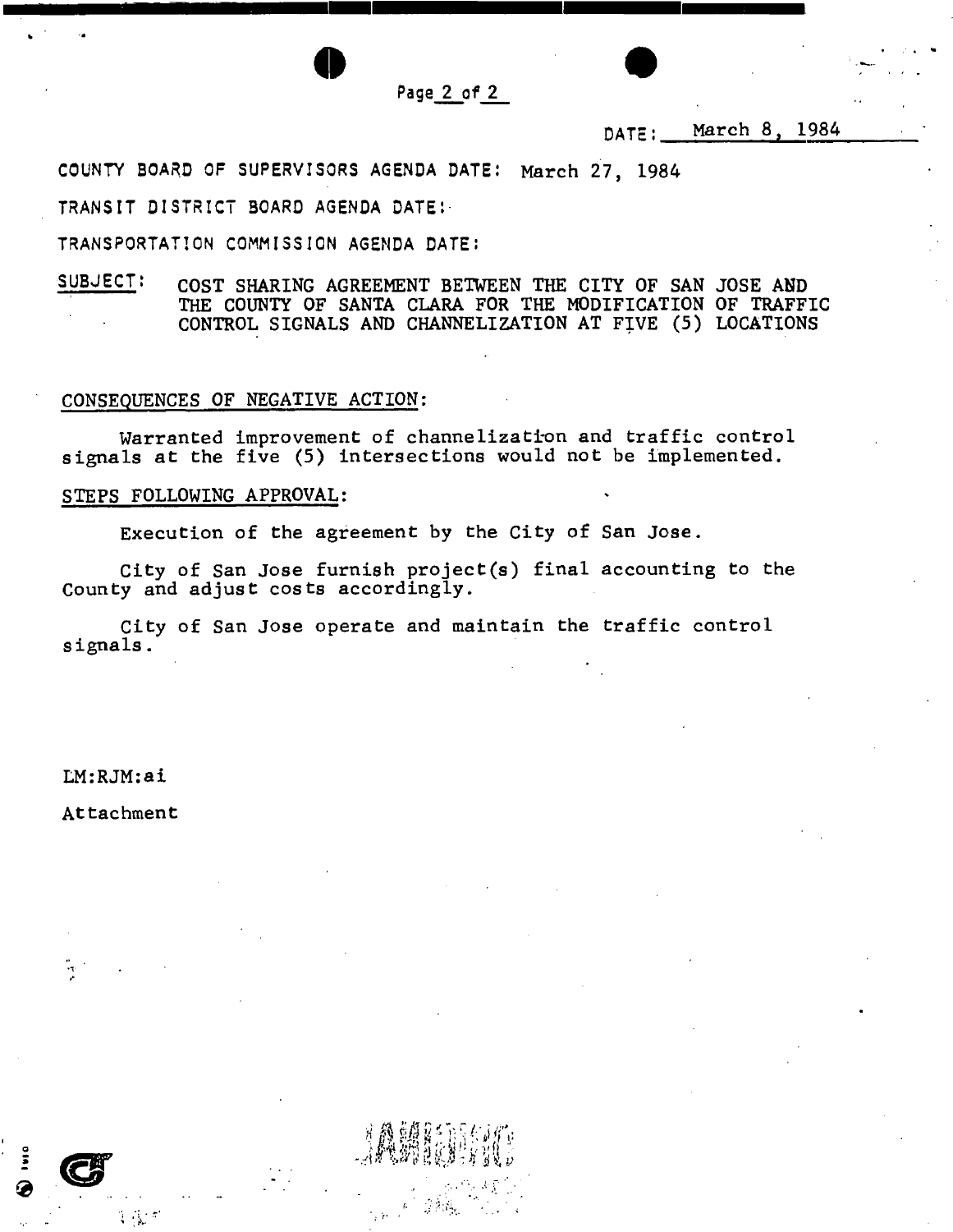DATE: March 8, 1984

COUNTY BOARD OF SUPERVISORS AGENDA DATE: March 27, 1984

TRANSIT DISTRICT BOARD AGENDA DATE:

TRANSPORTATION COMMISSION AGENDA DATE:

SUBJECT: COST SHARING AGREEMENT BETWEEN THE CITY OF SAN JOSE AND THE COUNTY OF SANTA CLARA FOR THE MODIFICATION OF TRAFFIC CONTROL SIGNALS AND CHANNELIZATION AT FIVE (5) LOCATIONS

## CONSEQUENCES OF NEGATIVE ACTION:

Warranted improvement of channelization and traffic control signals at the five (5) intersections would not be implemented.

## STEPS FOLLOWING APPROVAL:

Execution of the agreement by the City of San Jose.

City of San Jose furnish project(s) final accounting to the County and adjust costs accordingly.

City of San Jose operate and maintain the traffic control signals.

LM:RJM:ai

Attachment